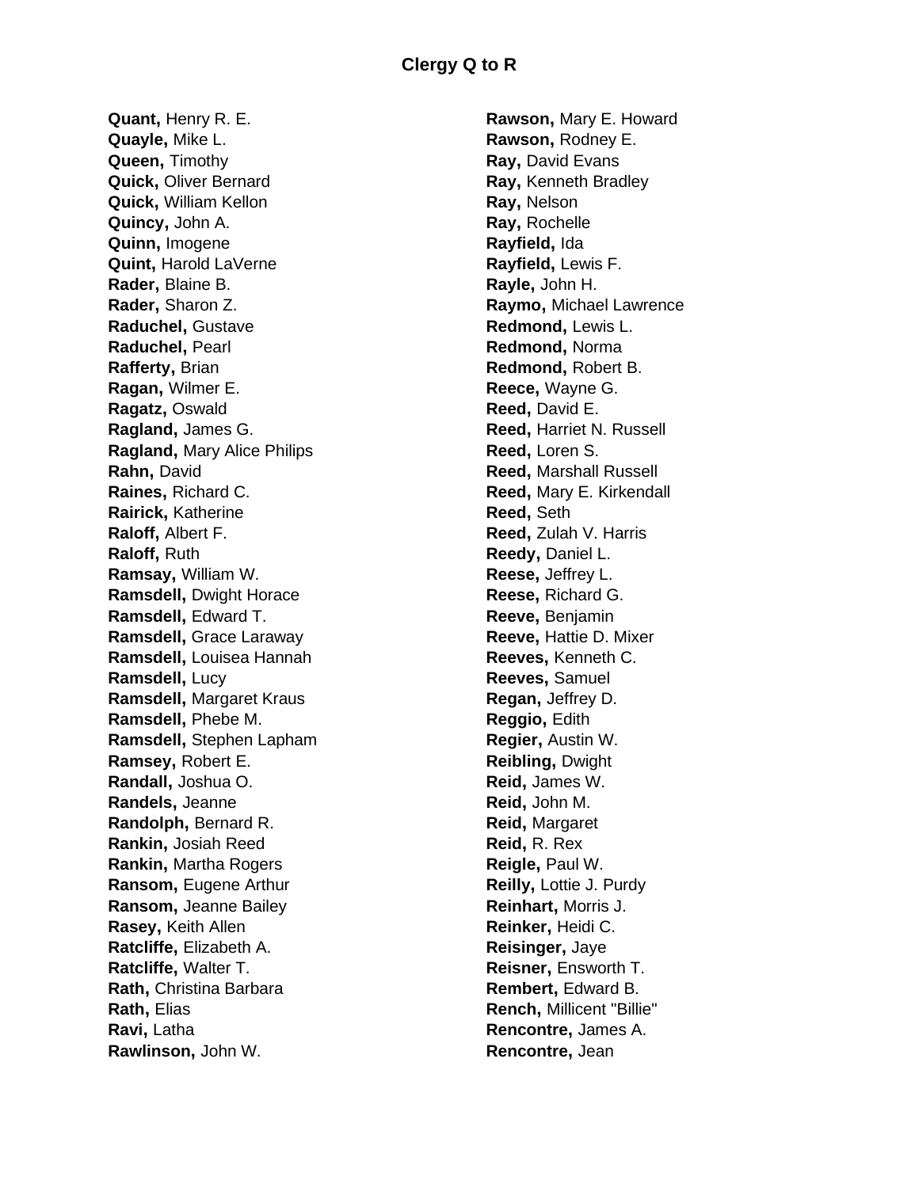# Clergy Q to R

**Quant,** Henry R. E.
**Quayle,** Mike L.
**Queen,** Timothy
**Quick,** Oliver Bernard
**Quick,** William Kellon
**Quincy,** John A.
**Quinn,** Imogene
**Quint,** Harold LaVerne
**Rader,** Blaine B.
**Rader,** Sharon Z.
**Raduchel,** Gustave
**Raduchel,** Pearl
**Rafferty,** Brian
**Ragan,** Wilmer E.
**Ragatz,** Oswald
**Ragland,** James G.
**Ragland,** Mary Alice Philips
**Rahn,** David
**Raines,** Richard C.
**Rairick,** Katherine
**Raloff,** Albert F.
**Raloff,** Ruth
**Ramsay,** William W.
**Ramsdell,** Dwight Horace
**Ramsdell,** Edward T.
**Ramsdell,** Grace Laraway
**Ramsdell,** Louisea Hannah
**Ramsdell,** Lucy
**Ramsdell,** Margaret Kraus
**Ramsdell,** Phebe M.
**Ramsdell,** Stephen Lapham
**Ramsey,** Robert E.
**Randall,** Joshua O.
**Randels,** Jeanne
**Randolph,** Bernard R.
**Rankin,** Josiah Reed
**Rankin,** Martha Rogers
**Ransom,** Eugene Arthur
**Ransom,** Jeanne Bailey
**Rasey,** Keith Allen
**Ratcliffe,** Elizabeth A.
**Ratcliffe,** Walter T.
**Rath,** Christina Barbara
**Rath,** Elias
**Ravi,** Latha
**Rawlinson,** John W.
**Rawson,** Mary E. Howard
**Rawson,** Rodney E.
**Ray,** David Evans
**Ray,** Kenneth Bradley
**Ray,** Nelson
**Ray,** Rochelle
**Rayfield,** Ida
**Rayfield,** Lewis F.
**Rayle,** John H.
**Raymo,** Michael Lawrence
**Redmond,** Lewis L.
**Redmond,** Norma
**Redmond,** Robert B.
**Reece,** Wayne G.
**Reed,** David E.
**Reed,** Harriet N. Russell
**Reed,** Loren S.
**Reed,** Marshall Russell
**Reed,** Mary E. Kirkendall
**Reed,** Seth
**Reed,** Zulah V. Harris
**Reedy,** Daniel L.
**Reese,** Jeffrey L.
**Reese,** Richard G.
**Reeve,** Benjamin
**Reeve,** Hattie D. Mixer
**Reeves,** Kenneth C.
**Reeves,** Samuel
**Regan,** Jeffrey D.
**Reggio,** Edith
**Regier,** Austin W.
**Reibling,** Dwight
**Reid,** James W.
**Reid,** John M.
**Reid,** Margaret
**Reid,** R. Rex
**Reigle,** Paul W.
**Reilly,** Lottie J. Purdy
**Reinhart,** Morris J.
**Reinker,** Heidi C.
**Reisinger,** Jaye
**Reisner,** Ensworth T.
**Rembert,** Edward B.
**Rench,** Millicent "Billie"
**Rencontre,** James A.
**Rencontre,** Jean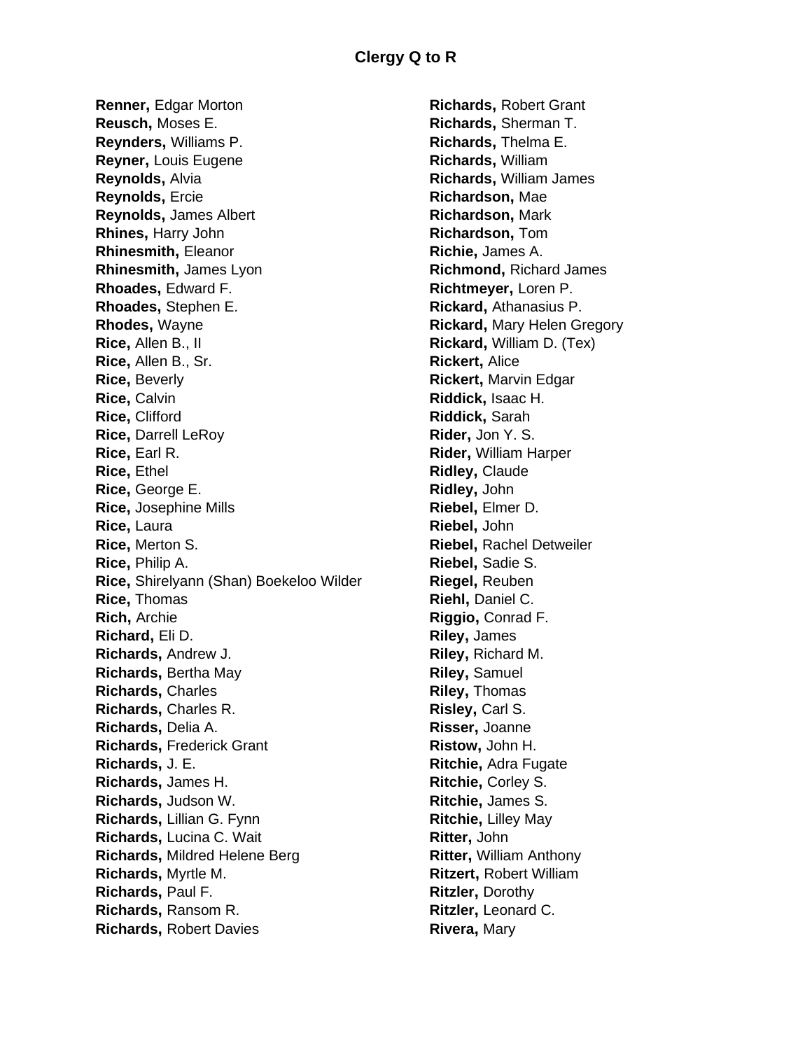## Clergy Q to R

**Renner,** Edgar Morton
**Reusch,** Moses E.
**Reynders,** Williams P.
**Reyner,** Louis Eugene
**Reynolds,** Alvia
**Reynolds,** Ercie
**Reynolds,** James Albert
**Rhines,** Harry John
**Rhinesmith,** Eleanor
**Rhinesmith,** James Lyon
**Rhoades,** Edward F.
**Rhoades,** Stephen E.
**Rhodes,** Wayne
**Rice,** Allen B., II
**Rice,** Allen B., Sr.
**Rice,** Beverly
**Rice,** Calvin
**Rice,** Clifford
**Rice,** Darrell LeRoy
**Rice,** Earl R.
**Rice,** Ethel
**Rice,** George E.
**Rice,** Josephine Mills
**Rice,** Laura
**Rice,** Merton S.
**Rice,** Philip A.
**Rice,** Shirelyann (Shan) Boekeloo Wilder
**Rice,** Thomas
**Rich,** Archie
**Richard,** Eli D.
**Richards,** Andrew J.
**Richards,** Bertha May
**Richards,** Charles
**Richards,** Charles R.
**Richards,** Delia A.
**Richards,** Frederick Grant
**Richards,** J. E.
**Richards,** James H.
**Richards,** Judson W.
**Richards,** Lillian G. Fynn
**Richards,** Lucina C. Wait
**Richards,** Mildred Helene Berg
**Richards,** Myrtle M.
**Richards,** Paul F.
**Richards,** Ransom R.
**Richards,** Robert Davies
**Richards,** Robert Grant
**Richards,** Sherman T.
**Richards,** Thelma E.
**Richards,** William
**Richards,** William James
**Richardson,** Mae
**Richardson,** Mark
**Richardson,** Tom
**Richie,** James A.
**Richmond,** Richard James
**Richtmeyer,** Loren P.
**Rickard,** Athanasius P.
**Rickard,** Mary Helen Gregory
**Rickard,** William D. (Tex)
**Rickert,** Alice
**Rickert,** Marvin Edgar
**Riddick,** Isaac H.
**Riddick,** Sarah
**Rider,** Jon Y. S.
**Rider,** William Harper
**Ridley,** Claude
**Ridley,** John
**Riebel,** Elmer D.
**Riebel,** John
**Riebel,** Rachel Detweiler
**Riebel,** Sadie S.
**Riegel,** Reuben
**Riehl,** Daniel C.
**Riggio,** Conrad F.
**Riley,** James
**Riley,** Richard M.
**Riley,** Samuel
**Riley,** Thomas
**Risley,** Carl S.
**Risser,** Joanne
**Ristow,** John H.
**Ritchie,** Adra Fugate
**Ritchie,** Corley S.
**Ritchie,** James S.
**Ritchie,** Lilley May
**Ritter,** John
**Ritter,** William Anthony
**Ritzert,** Robert William
**Ritzler,** Dorothy
**Ritzler,** Leonard C.
**Rivera,** Mary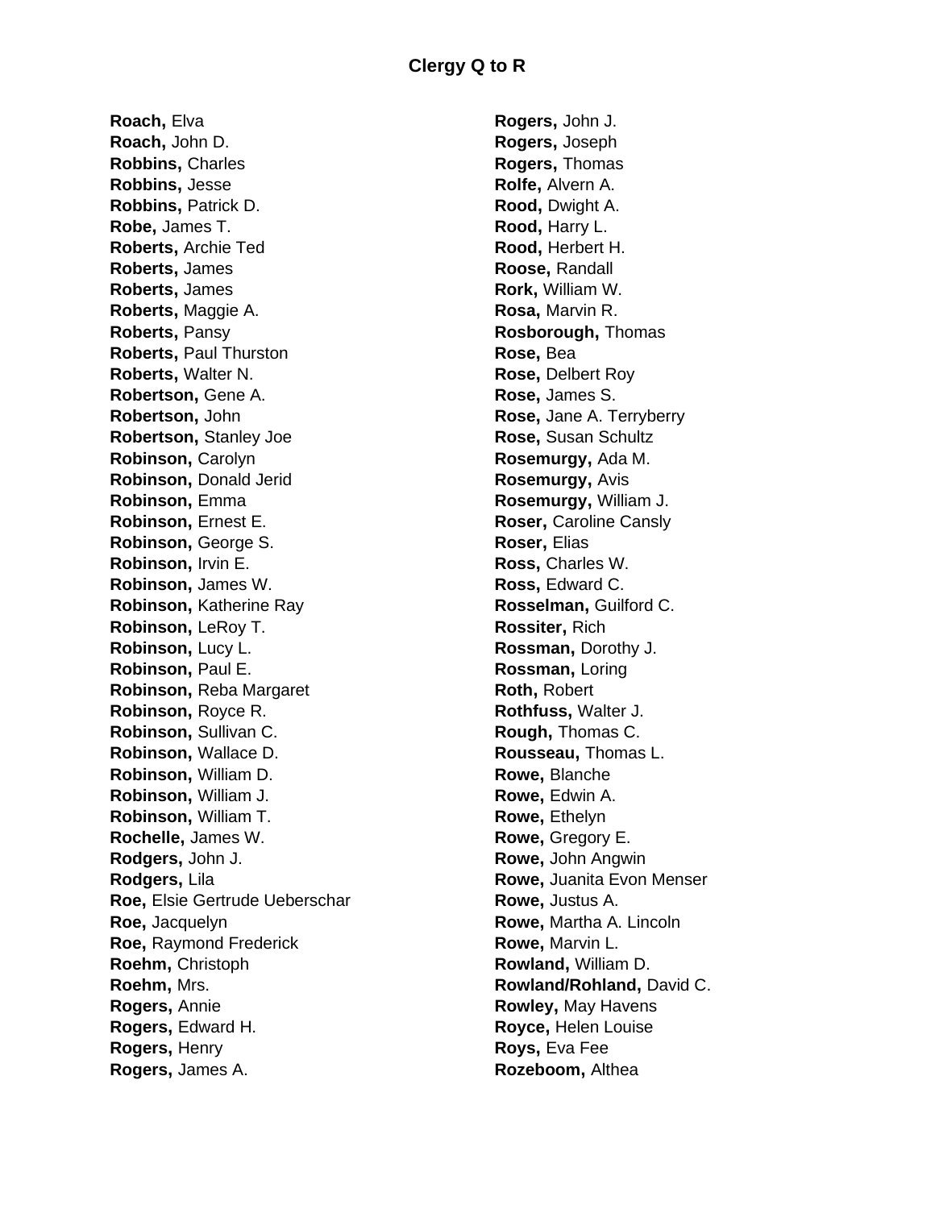## Clergy Q to R

**Roach,** Elva
**Roach,** John D.
**Robbins,** Charles
**Robbins,** Jesse
**Robbins,** Patrick D.
**Robe,** James T.
**Roberts,** Archie Ted
**Roberts,** James
**Roberts,** James
**Roberts,** Maggie A.
**Roberts,** Pansy
**Roberts,** Paul Thurston
**Roberts,** Walter N.
**Robertson,** Gene A.
**Robertson,** John
**Robertson,** Stanley Joe
**Robinson,** Carolyn
**Robinson,** Donald Jerid
**Robinson,** Emma
**Robinson,** Ernest E.
**Robinson,** George S.
**Robinson,** Irvin E.
**Robinson,** James W.
**Robinson,** Katherine Ray
**Robinson,** LeRoy T.
**Robinson,** Lucy L.
**Robinson,** Paul E.
**Robinson,** Reba Margaret
**Robinson,** Royce R.
**Robinson,** Sullivan C.
**Robinson,** Wallace D.
**Robinson,** William D.
**Robinson,** William J.
**Robinson,** William T.
**Rochelle,** James W.
**Rodgers,** John J.
**Rodgers,** Lila
**Roe,** Elsie Gertrude Ueberschar
**Roe,** Jacquelyn
**Roe,** Raymond Frederick
**Roehm,** Christoph
**Roehm,** Mrs.
**Rogers,** Annie
**Rogers,** Edward H.
**Rogers,** Henry
**Rogers,** James A.
**Rogers,** John J.
**Rogers,** Joseph
**Rogers,** Thomas
**Rolfe,** Alvern A.
**Rood,** Dwight A.
**Rood,** Harry L.
**Rood,** Herbert H.
**Roose,** Randall
**Rork,** William W.
**Rosa,** Marvin R.
**Rosborough,** Thomas
**Rose,** Bea
**Rose,** Delbert Roy
**Rose,** James S.
**Rose,** Jane A. Terryberry
**Rose,** Susan Schultz
**Rosemurgy,** Ada M.
**Rosemurgy,** Avis
**Rosemurgy,** William J.
**Roser,** Caroline Cansly
**Roser,** Elias
**Ross,** Charles W.
**Ross,** Edward C.
**Rosselman,** Guilford C.
**Rossiter,** Rich
**Rossman,** Dorothy J.
**Rossman,** Loring
**Roth,** Robert
**Rothfuss,** Walter J.
**Rough,** Thomas C.
**Rousseau,** Thomas L.
**Rowe,** Blanche
**Rowe,** Edwin A.
**Rowe,** Ethelyn
**Rowe,** Gregory E.
**Rowe,** John Angwin
**Rowe,** Juanita Evon Menser
**Rowe,** Justus A.
**Rowe,** Martha A. Lincoln
**Rowe,** Marvin L.
**Rowland,** William D.
**Rowland/Rohland,** David C.
**Rowley,** May Havens
**Royce,** Helen Louise
**Roys,** Eva Fee
**Rozeboom,** Althea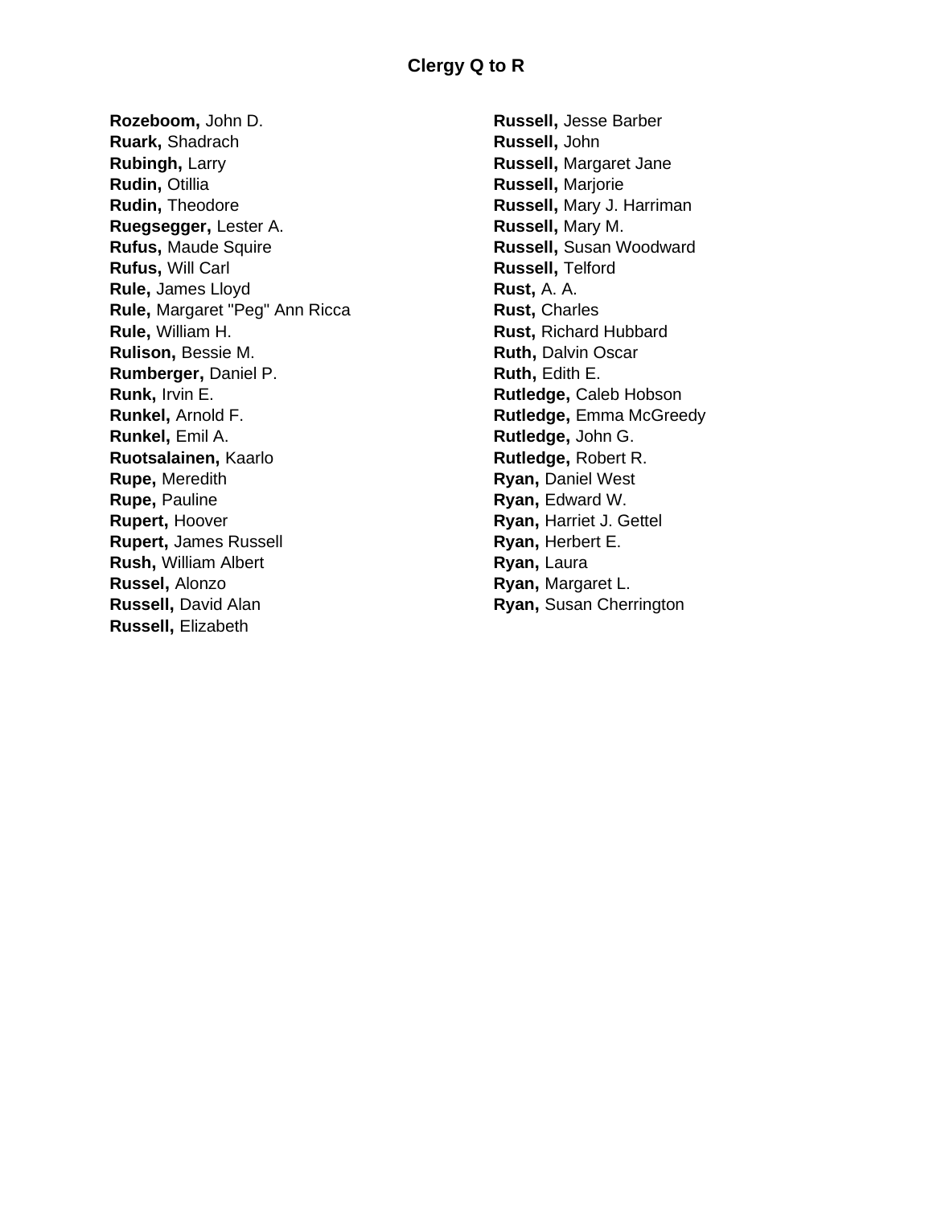## Clergy Q to R

**Rozeboom,** John D.
**Ruark,** Shadrach
**Rubingh,** Larry
**Rudin,** Otillia
**Rudin,** Theodore
**Ruegsegger,** Lester A.
**Rufus,** Maude Squire
**Rufus,** Will Carl
**Rule,** James Lloyd
**Rule,** Margaret "Peg" Ann Ricca
**Rule,** William H.
**Rulison,** Bessie M.
**Rumberger,** Daniel P.
**Runk,** Irvin E.
**Runkel,** Arnold F.
**Runkel,** Emil A.
**Ruotsalainen,** Kaarlo
**Rupe,** Meredith
**Rupe,** Pauline
**Rupert,** Hoover
**Rupert,** James Russell
**Rush,** William Albert
**Russel,** Alonzo
**Russell,** David Alan
**Russell,** Elizabeth
**Russell,** Jesse Barber
**Russell,** John
**Russell,** Margaret Jane
**Russell,** Marjorie
**Russell,** Mary J. Harriman
**Russell,** Mary M.
**Russell,** Susan Woodward
**Russell,** Telford
**Rust,** A. A.
**Rust,** Charles
**Rust,** Richard Hubbard
**Ruth,** Dalvin Oscar
**Ruth,** Edith E.
**Rutledge,** Caleb Hobson
**Rutledge,** Emma McGreedy
**Rutledge,** John G.
**Rutledge,** Robert R.
**Ryan,** Daniel West
**Ryan,** Edward W.
**Ryan,** Harriet J. Gettel
**Ryan,** Herbert E.
**Ryan,** Laura
**Ryan,** Margaret L.
**Ryan,** Susan Cherrington